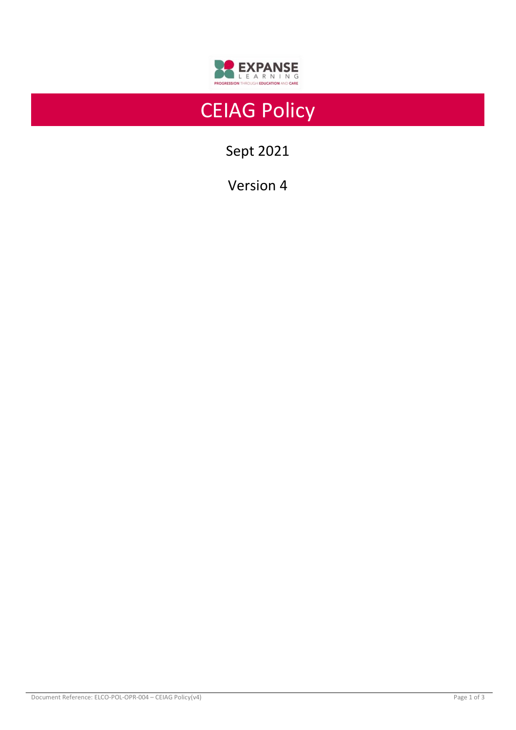# CEIAG Policy

Sept 2021

Version 4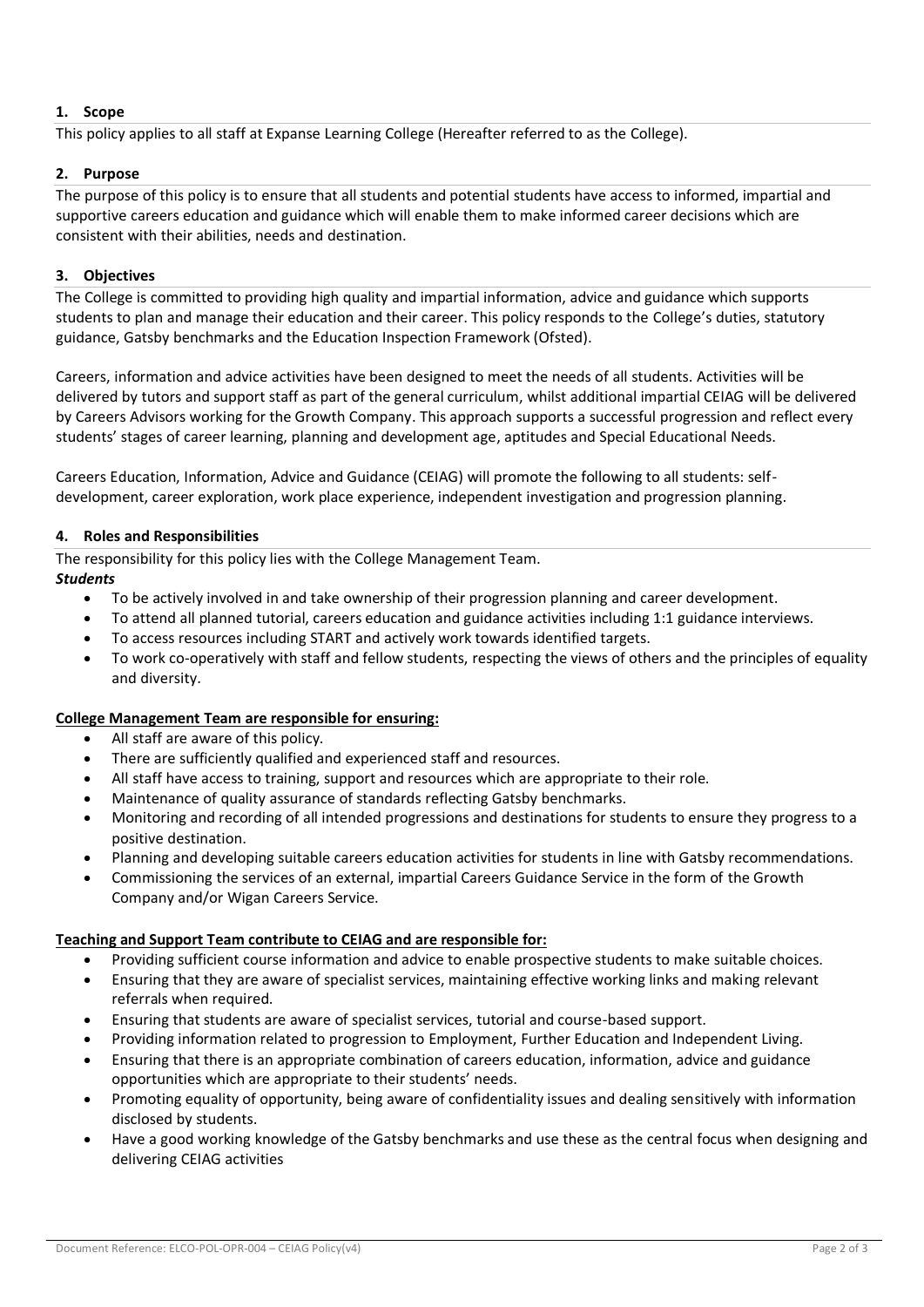## 1. Scope

This policy applies to all staff at Expanse Learning College (Hereafter referred to as the College).

## 2. Purpose

The purpose of this policy is to ensure that all students and potential students have access to informed, impartial and supportive careers education and guidance which will enable them to make informed career decisions which are consistent with their abilities, needs and destination.

## 3. Objectives

The College is committed to providing high quality and impartial information, advice and guidance which supports students to plan and manage their education and their career. This policy responds to the College's duties, statutory guidance, Gatsby benchmarks and the Education Inspection Framework (Ofsted).

Careers, information and advice activities have been designed to meet the needs of all students. Activities will be delivered by tutors and support staff as part of the general curriculum, whilst additional impartial CEIAG will be delivered by Careers Advisors working for the Growth Company. This approach supports a successful progression and reflect every students' stages of career learning, planning and development age, aptitudes and Special Educational Needs.

Careers Education, Information, Advice and Guidance (CEIAG) will promote the following to all students: self-development, career exploration, work place experience, independent investigation and progression planning.

## 4. Roles and Responsibilities

The responsibility for this policy lies with the College Management Team.

***Students***

- To be actively involved in and take ownership of their progression planning and career development.
- To attend all planned tutorial, careers education and guidance activities including 1:1 guidance interviews.
- To access resources including START and actively work towards identified targets.
- To work co-operatively with staff and fellow students, respecting the views of others and the principles of equality and diversity.

**College Management Team are responsible for ensuring:**

- All staff are aware of this policy.
- There are sufficiently qualified and experienced staff and resources.
- All staff have access to training, support and resources which are appropriate to their role.
- Maintenance of quality assurance of standards reflecting Gatsby benchmarks.
- Monitoring and recording of all intended progressions and destinations for students to ensure they progress to a positive destination.
- Planning and developing suitable careers education activities for students in line with Gatsby recommendations.
- Commissioning the services of an external, impartial Careers Guidance Service in the form of the Growth Company and/or Wigan Careers Service.

**Teaching and Support Team contribute to CEIAG and are responsible for:**

- Providing sufficient course information and advice to enable prospective students to make suitable choices.
- Ensuring that they are aware of specialist services, maintaining effective working links and making relevant referrals when required.
- Ensuring that students are aware of specialist services, tutorial and course-based support.
- Providing information related to progression to Employment, Further Education and Independent Living.
- Ensuring that there is an appropriate combination of careers education, information, advice and guidance opportunities which are appropriate to their students' needs.
- Promoting equality of opportunity, being aware of confidentiality issues and dealing sensitively with information disclosed by students.
- Have a good working knowledge of the Gatsby benchmarks and use these as the central focus when designing and delivering CEIAG activities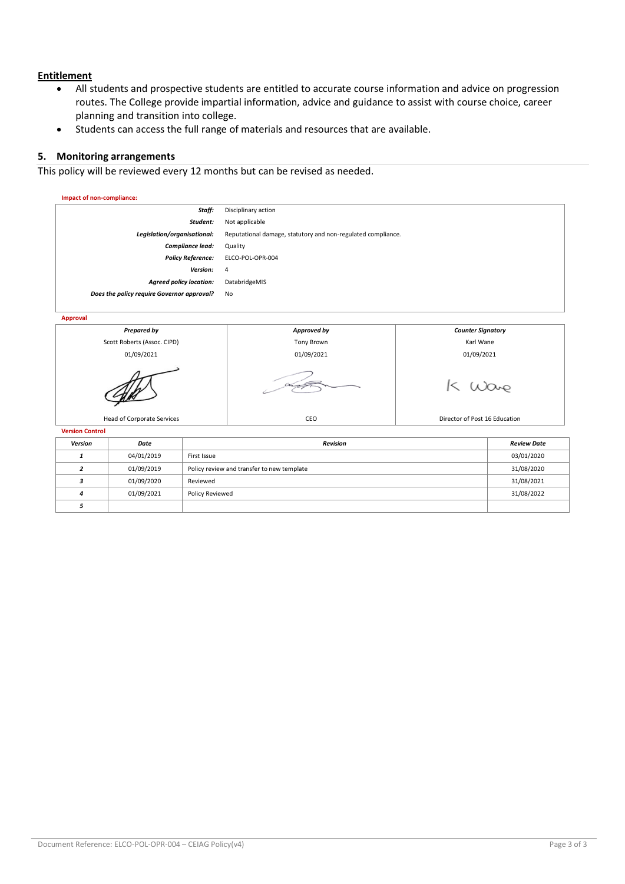**Entitlement**

- All students and prospective students are entitled to accurate course information and advice on progression routes. The College provide impartial information, advice and guidance to assist with course choice, career planning and transition into college.
- Students can access the full range of materials and resources that are available.

## 5. Monitoring arrangements

This policy will be reviewed every 12 months but can be revised as needed.

**Impact of non-compliance:**

| | |
|---|---|
| ***Staff:*** | Disciplinary action |
| ***Student:*** | Not applicable |
| ***Legislation/organisational:*** | Reputational damage, statutory and non-regulated compliance. |
| ***Compliance lead:*** | Quality |
| ***Policy Reference:*** | ELCO-POL-OPR-004 |
| ***Version:*** | 4 |
| ***Agreed policy location:*** | DatabridgeMIS |
| ***Does the policy require Governor approval?*** | No |

**Approval**

| *Prepared by* | *Approved by* | *Counter Signatory* |
|---|---|---|
| Scott Roberts (Assoc. CIPD) | Tony Brown | Karl Wane |
| 01/09/2021 | 01/09/2021 | 01/09/2021 |
| | | K Wane |
| Head of Corporate Services | CEO | Director of Post 16 Education |

**Version Control**

| *Version* | *Date* | *Revision* | *Review Date* |
|---|---|---|---|
| *1* | 04/01/2019 | First Issue | 03/01/2020 |
| *2* | 01/09/2019 | Policy review and transfer to new template | 31/08/2020 |
| *3* | 01/09/2020 | Reviewed | 31/08/2021 |
| *4* | 01/09/2021 | Policy Reviewed | 31/08/2022 |
| *5* | | | |